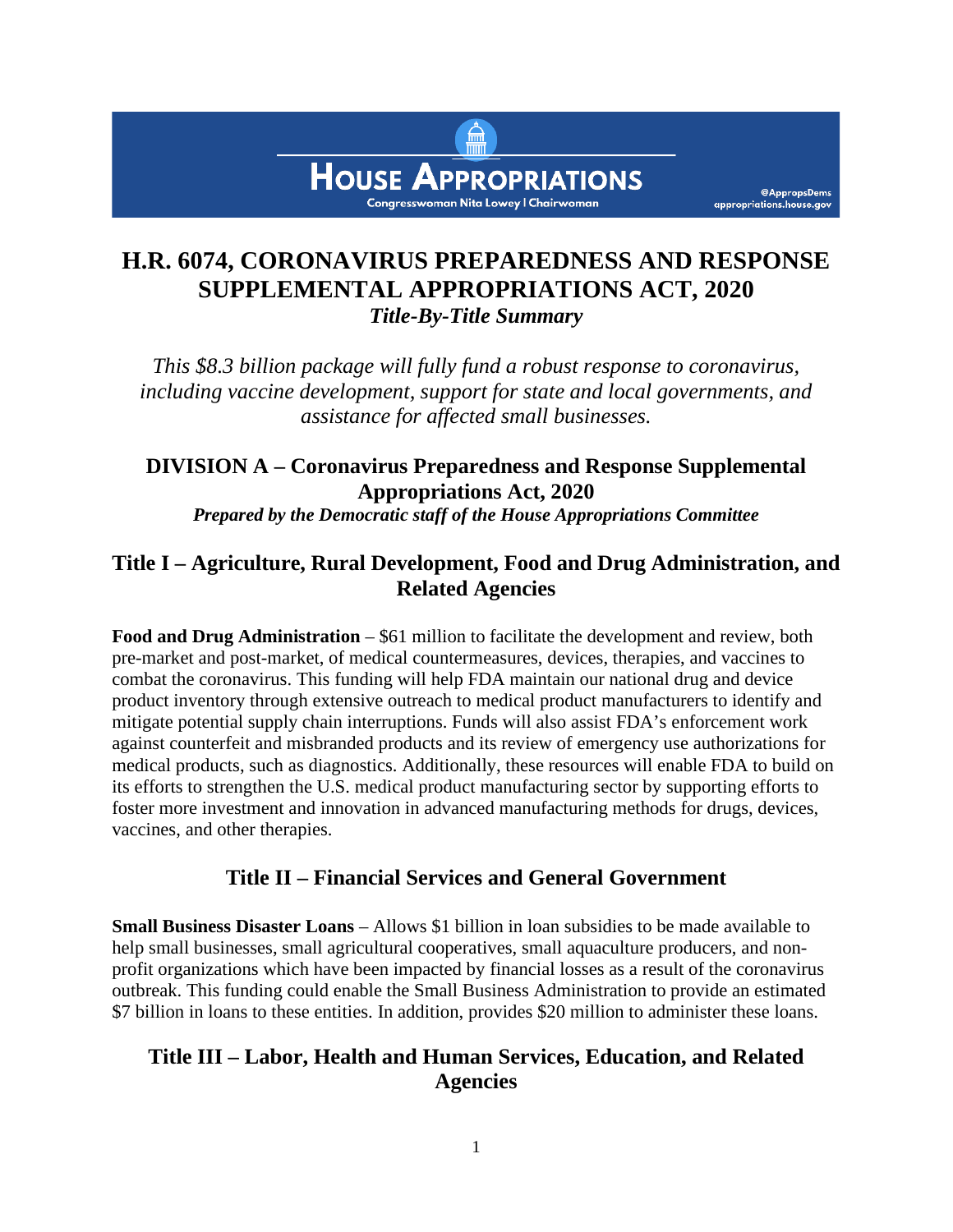HOUSE APPROPRIATIONS

Congresswoman Nita Lowey | Chairwoman

@AppropsDems
appropriations.house.gov

# H.R. 6074, CORONAVIRUS PREPAREDNESS AND RESPONSE SUPPLEMENTAL APPROPRIATIONS ACT, 2020

***Title-By-Title Summary***

*This $8.3 billion package will fully fund a robust response to coronavirus, including vaccine development, support for state and local governments, and assistance for affected small businesses.*

## DIVISION A – Coronavirus Preparedness and Response Supplemental Appropriations Act, 2020

***Prepared by the Democratic staff of the House Appropriations Committee***

## Title I – Agriculture, Rural Development, Food and Drug Administration, and Related Agencies

**Food and Drug Administration** – $61 million to facilitate the development and review, both pre-market and post-market, of medical countermeasures, devices, therapies, and vaccines to combat the coronavirus. This funding will help FDA maintain our national drug and device product inventory through extensive outreach to medical product manufacturers to identify and mitigate potential supply chain interruptions. Funds will also assist FDA's enforcement work against counterfeit and misbranded products and its review of emergency use authorizations for medical products, such as diagnostics. Additionally, these resources will enable FDA to build on its efforts to strengthen the U.S. medical product manufacturing sector by supporting efforts to foster more investment and innovation in advanced manufacturing methods for drugs, devices, vaccines, and other therapies.

## Title II – Financial Services and General Government

**Small Business Disaster Loans** – Allows $1 billion in loan subsidies to be made available to help small businesses, small agricultural cooperatives, small aquaculture producers, and non-profit organizations which have been impacted by financial losses as a result of the coronavirus outbreak. This funding could enable the Small Business Administration to provide an estimated $7 billion in loans to these entities. In addition, provides $20 million to administer these loans.

## Title III – Labor, Health and Human Services, Education, and Related Agencies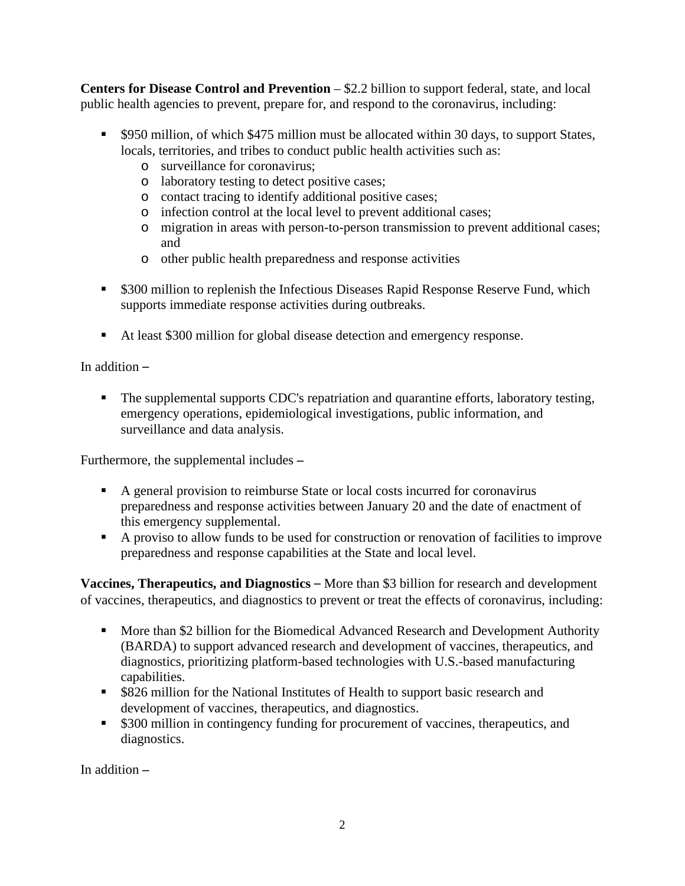**Centers for Disease Control and Prevention** – $2.2 billion to support federal, state, and local public health agencies to prevent, prepare for, and respond to the coronavirus, including:

- $950 million, of which $475 million must be allocated within 30 days, to support States, locals, territories, and tribes to conduct public health activities such as:
  - surveillance for coronavirus;
  - laboratory testing to detect positive cases;
  - contact tracing to identify additional positive cases;
  - infection control at the local level to prevent additional cases;
  - migration in areas with person-to-person transmission to prevent additional cases; and
  - other public health preparedness and response activities

- $300 million to replenish the Infectious Diseases Rapid Response Reserve Fund, which supports immediate response activities during outbreaks.

- At least $300 million for global disease detection and emergency response.

In addition –

- The supplemental supports CDC's repatriation and quarantine efforts, laboratory testing, emergency operations, epidemiological investigations, public information, and surveillance and data analysis.

Furthermore, the supplemental includes –

- A general provision to reimburse State or local costs incurred for coronavirus preparedness and response activities between January 20 and the date of enactment of this emergency supplemental.
- A proviso to allow funds to be used for construction or renovation of facilities to improve preparedness and response capabilities at the State and local level.

**Vaccines, Therapeutics, and Diagnostics –** More than $3 billion for research and development of vaccines, therapeutics, and diagnostics to prevent or treat the effects of coronavirus, including:

- More than $2 billion for the Biomedical Advanced Research and Development Authority (BARDA) to support advanced research and development of vaccines, therapeutics, and diagnostics, prioritizing platform-based technologies with U.S.-based manufacturing capabilities.
- $826 million for the National Institutes of Health to support basic research and development of vaccines, therapeutics, and diagnostics.
- $300 million in contingency funding for procurement of vaccines, therapeutics, and diagnostics.

In addition –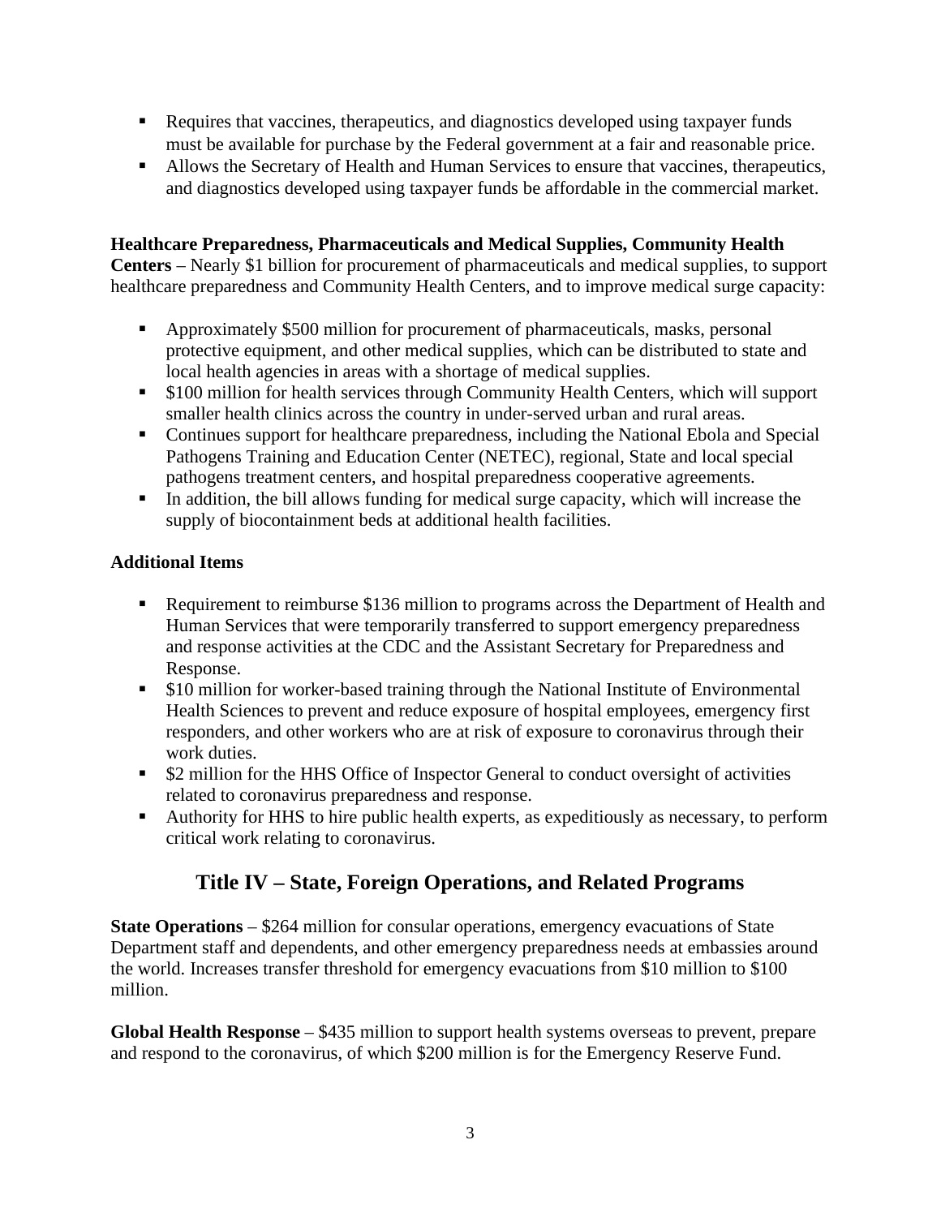- Requires that vaccines, therapeutics, and diagnostics developed using taxpayer funds must be available for purchase by the Federal government at a fair and reasonable price.
- Allows the Secretary of Health and Human Services to ensure that vaccines, therapeutics, and diagnostics developed using taxpayer funds be affordable in the commercial market.

**Healthcare Preparedness, Pharmaceuticals and Medical Supplies, Community Health Centers** – Nearly $1 billion for procurement of pharmaceuticals and medical supplies, to support healthcare preparedness and Community Health Centers, and to improve medical surge capacity:

- Approximately $500 million for procurement of pharmaceuticals, masks, personal protective equipment, and other medical supplies, which can be distributed to state and local health agencies in areas with a shortage of medical supplies.
- $100 million for health services through Community Health Centers, which will support smaller health clinics across the country in under-served urban and rural areas.
- Continues support for healthcare preparedness, including the National Ebola and Special Pathogens Training and Education Center (NETEC), regional, State and local special pathogens treatment centers, and hospital preparedness cooperative agreements.
- In addition, the bill allows funding for medical surge capacity, which will increase the supply of biocontainment beds at additional health facilities.

**Additional Items**

- Requirement to reimburse $136 million to programs across the Department of Health and Human Services that were temporarily transferred to support emergency preparedness and response activities at the CDC and the Assistant Secretary for Preparedness and Response.
- $10 million for worker-based training through the National Institute of Environmental Health Sciences to prevent and reduce exposure of hospital employees, emergency first responders, and other workers who are at risk of exposure to coronavirus through their work duties.
- $2 million for the HHS Office of Inspector General to conduct oversight of activities related to coronavirus preparedness and response.
- Authority for HHS to hire public health experts, as expeditiously as necessary, to perform critical work relating to coronavirus.

## Title IV – State, Foreign Operations, and Related Programs

**State Operations** – $264 million for consular operations, emergency evacuations of State Department staff and dependents, and other emergency preparedness needs at embassies around the world. Increases transfer threshold for emergency evacuations from $10 million to $100 million.

**Global Health Response** – $435 million to support health systems overseas to prevent, prepare and respond to the coronavirus, of which $200 million is for the Emergency Reserve Fund.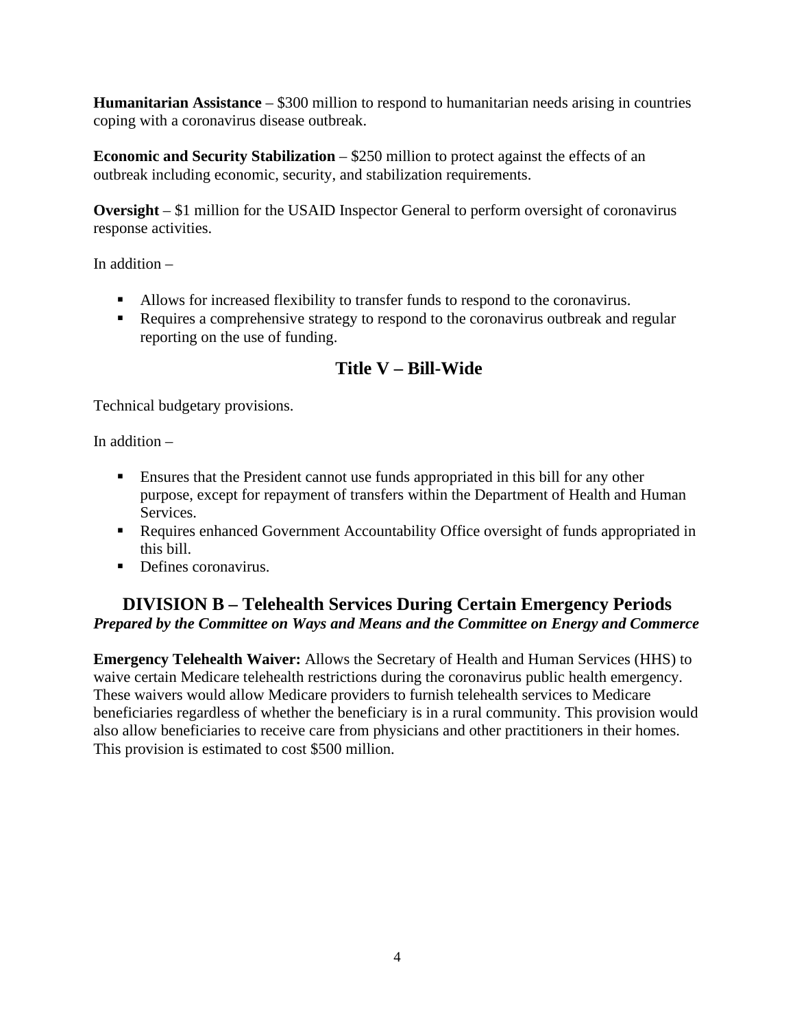**Humanitarian Assistance** – $300 million to respond to humanitarian needs arising in countries coping with a coronavirus disease outbreak.

**Economic and Security Stabilization** – $250 million to protect against the effects of an outbreak including economic, security, and stabilization requirements.

**Oversight** – $1 million for the USAID Inspector General to perform oversight of coronavirus response activities.

In addition –

- Allows for increased flexibility to transfer funds to respond to the coronavirus.
- Requires a comprehensive strategy to respond to the coronavirus outbreak and regular reporting on the use of funding.

## Title V – Bill-Wide

Technical budgetary provisions.

In addition –

- Ensures that the President cannot use funds appropriated in this bill for any other purpose, except for repayment of transfers within the Department of Health and Human Services.
- Requires enhanced Government Accountability Office oversight of funds appropriated in this bill.
- Defines coronavirus.

## DIVISION B – Telehealth Services During Certain Emergency Periods

***Prepared by the Committee on Ways and Means and the Committee on Energy and Commerce***

**Emergency Telehealth Waiver:** Allows the Secretary of Health and Human Services (HHS) to waive certain Medicare telehealth restrictions during the coronavirus public health emergency. These waivers would allow Medicare providers to furnish telehealth services to Medicare beneficiaries regardless of whether the beneficiary is in a rural community. This provision would also allow beneficiaries to receive care from physicians and other practitioners in their homes. This provision is estimated to cost $500 million.